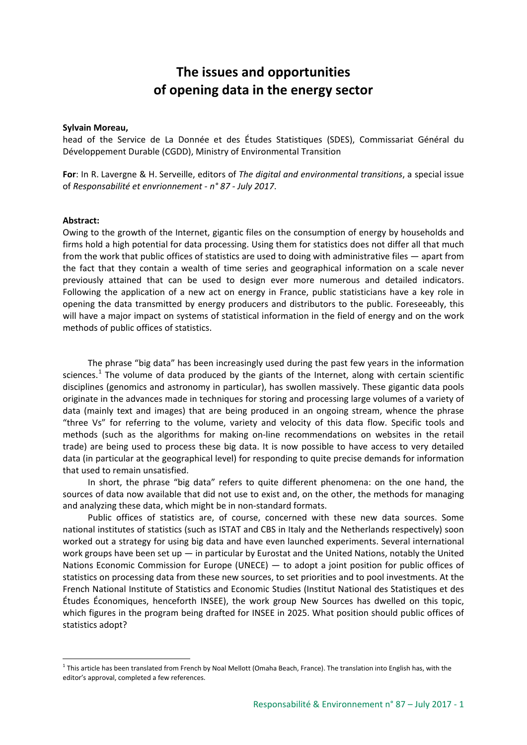# The issues and opportunities of opening data in the energy sector

**Sylvain Moreau,**
head of the Service de La Donnée et des Études Statistiques (SDES), Commissariat Général du Développement Durable (CGDD), Ministry of Environmental Transition

**For**: In R. Lavergne & H. Serveille, editors of *The digital and environmental transitions*, a special issue of *Responsabilité et envrionnement - n° 87 - July 2017*.

**Abstract:**
Owing to the growth of the Internet, gigantic files on the consumption of energy by households and firms hold a high potential for data processing. Using them for statistics does not differ all that much from the work that public offices of statistics are used to doing with administrative files — apart from the fact that they contain a wealth of time series and geographical information on a scale never previously attained that can be used to design ever more numerous and detailed indicators. Following the application of a new act on energy in France, public statisticians have a key role in opening the data transmitted by energy producers and distributors to the public. Foreseeably, this will have a major impact on systems of statistical information in the field of energy and on the work methods of public offices of statistics.

The phrase "big data" has been increasingly used during the past few years in the information sciences.[1] The volume of data produced by the giants of the Internet, along with certain scientific disciplines (genomics and astronomy in particular), has swollen massively. These gigantic data pools originate in the advances made in techniques for storing and processing large volumes of a variety of data (mainly text and images) that are being produced in an ongoing stream, whence the phrase "three Vs" for referring to the volume, variety and velocity of this data flow. Specific tools and methods (such as the algorithms for making on-line recommendations on websites in the retail trade) are being used to process these big data. It is now possible to have access to very detailed data (in particular at the geographical level) for responding to quite precise demands for information that used to remain unsatisfied.

In short, the phrase "big data" refers to quite different phenomena: on the one hand, the sources of data now available that did not use to exist and, on the other, the methods for managing and analyzing these data, which might be in non-standard formats.

Public offices of statistics are, of course, concerned with these new data sources. Some national institutes of statistics (such as ISTAT and CBS in Italy and the Netherlands respectively) soon worked out a strategy for using big data and have even launched experiments. Several international work groups have been set up — in particular by Eurostat and the United Nations, notably the United Nations Economic Commission for Europe (UNECE) — to adopt a joint position for public offices of statistics on processing data from these new sources, to set priorities and to pool investments. At the French National Institute of Statistics and Economic Studies (Institut National des Statistiques et des Études Économiques, henceforth INSEE), the work group New Sources has dwelled on this topic, which figures in the program being drafted for INSEE in 2025. What position should public offices of statistics adopt?

[1] This article has been translated from French by Noal Mellott (Omaha Beach, France). The translation into English has, with the editor's approval, completed a few references.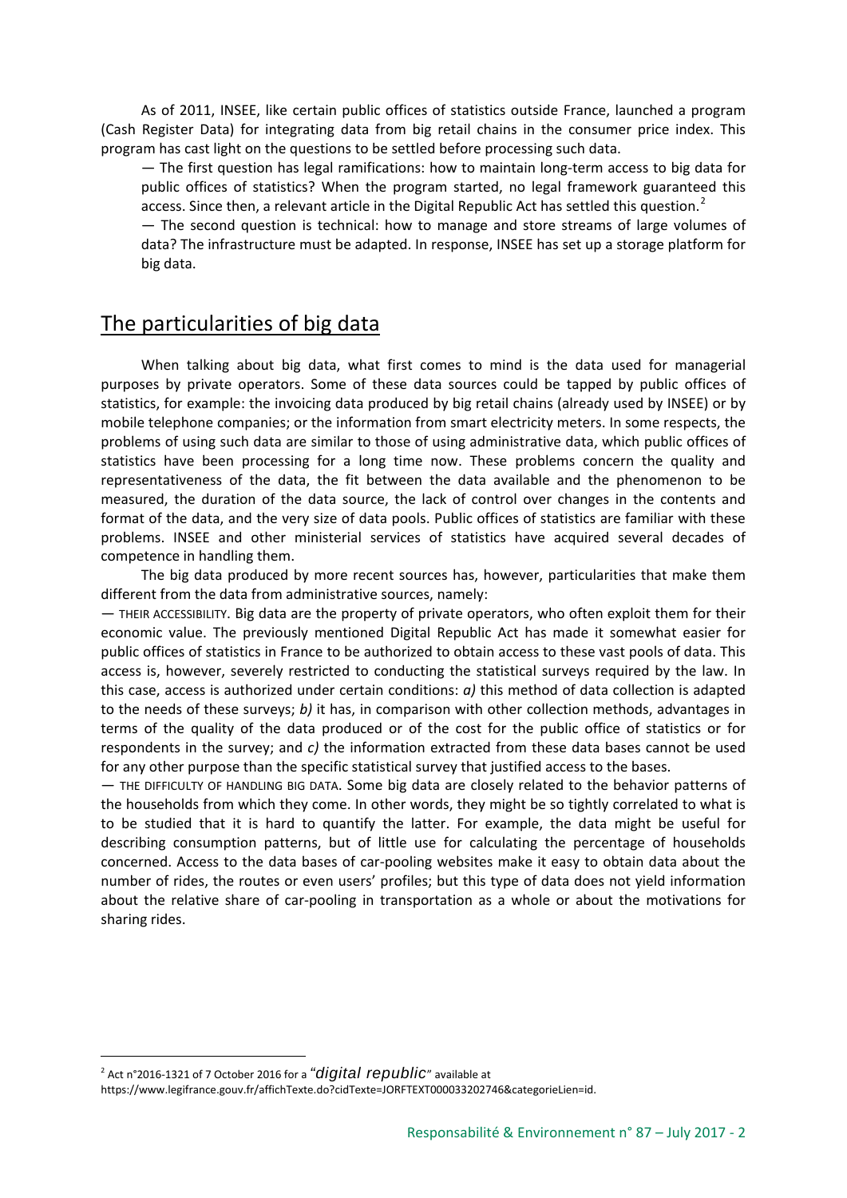As of 2011, INSEE, like certain public offices of statistics outside France, launched a program (Cash Register Data) for integrating data from big retail chains in the consumer price index. This program has cast light on the questions to be settled before processing such data.

— The first question has legal ramifications: how to maintain long-term access to big data for public offices of statistics? When the program started, no legal framework guaranteed this access. Since then, a relevant article in the Digital Republic Act has settled this question.[2]

— The second question is technical: how to manage and store streams of large volumes of data? The infrastructure must be adapted. In response, INSEE has set up a storage platform for big data.

## The particularities of big data

When talking about big data, what first comes to mind is the data used for managerial purposes by private operators. Some of these data sources could be tapped by public offices of statistics, for example: the invoicing data produced by big retail chains (already used by INSEE) or by mobile telephone companies; or the information from smart electricity meters. In some respects, the problems of using such data are similar to those of using administrative data, which public offices of statistics have been processing for a long time now. These problems concern the quality and representativeness of the data, the fit between the data available and the phenomenon to be measured, the duration of the data source, the lack of control over changes in the contents and format of the data, and the very size of data pools. Public offices of statistics are familiar with these problems. INSEE and other ministerial services of statistics have acquired several decades of competence in handling them.

The big data produced by more recent sources has, however, particularities that make them different from the data from administrative sources, namely:

— THEIR ACCESSIBILITY. Big data are the property of private operators, who often exploit them for their economic value. The previously mentioned Digital Republic Act has made it somewhat easier for public offices of statistics in France to be authorized to obtain access to these vast pools of data. This access is, however, severely restricted to conducting the statistical surveys required by the law. In this case, access is authorized under certain conditions: *a)* this method of data collection is adapted to the needs of these surveys; *b)* it has, in comparison with other collection methods, advantages in terms of the quality of the data produced or of the cost for the public office of statistics or for respondents in the survey; and *c)* the information extracted from these data bases cannot be used for any other purpose than the specific statistical survey that justified access to the bases.

— THE DIFFICULTY OF HANDLING BIG DATA. Some big data are closely related to the behavior patterns of the households from which they come. In other words, they might be so tightly correlated to what is to be studied that it is hard to quantify the latter. For example, the data might be useful for describing consumption patterns, but of little use for calculating the percentage of households concerned. Access to the data bases of car-pooling websites make it easy to obtain data about the number of rides, the routes or even users' profiles; but this type of data does not yield information about the relative share of car-pooling in transportation as a whole or about the motivations for sharing rides.

---

[2] Act n°2016-1321 of 7 October 2016 for a "*digital republic*" available at https://www.legifrance.gouv.fr/affichTexte.do?cidTexte=JORFTEXT000033202746&categorieLien=id.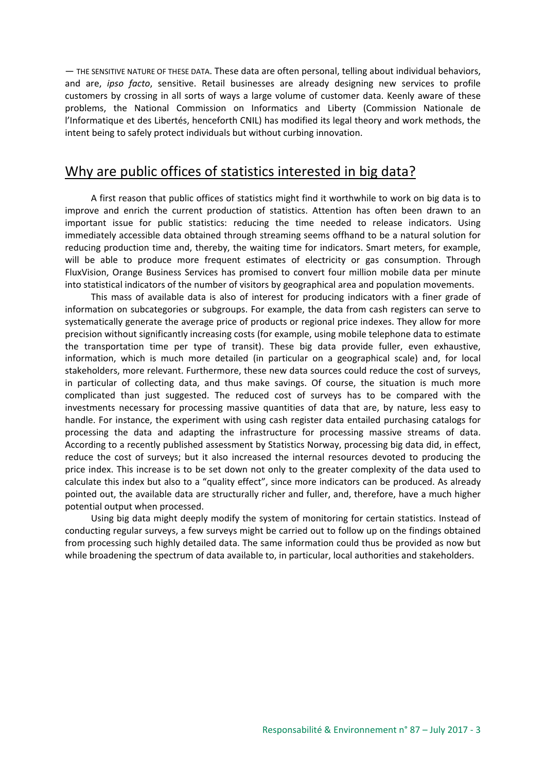— THE SENSITIVE NATURE OF THESE DATA. These data are often personal, telling about individual behaviors, and are, *ipso facto*, sensitive. Retail businesses are already designing new services to profile customers by crossing in all sorts of ways a large volume of customer data. Keenly aware of these problems, the National Commission on Informatics and Liberty (Commission Nationale de l'Informatique et des Libertés, henceforth CNIL) has modified its legal theory and work methods, the intent being to safely protect individuals but without curbing innovation.

## Why are public offices of statistics interested in big data?

A first reason that public offices of statistics might find it worthwhile to work on big data is to improve and enrich the current production of statistics. Attention has often been drawn to an important issue for public statistics: reducing the time needed to release indicators. Using immediately accessible data obtained through streaming seems offhand to be a natural solution for reducing production time and, thereby, the waiting time for indicators. Smart meters, for example, will be able to produce more frequent estimates of electricity or gas consumption. Through FluxVision, Orange Business Services has promised to convert four million mobile data per minute into statistical indicators of the number of visitors by geographical area and population movements.

This mass of available data is also of interest for producing indicators with a finer grade of information on subcategories or subgroups. For example, the data from cash registers can serve to systematically generate the average price of products or regional price indexes. They allow for more precision without significantly increasing costs (for example, using mobile telephone data to estimate the transportation time per type of transit). These big data provide fuller, even exhaustive, information, which is much more detailed (in particular on a geographical scale) and, for local stakeholders, more relevant. Furthermore, these new data sources could reduce the cost of surveys, in particular of collecting data, and thus make savings. Of course, the situation is much more complicated than just suggested. The reduced cost of surveys has to be compared with the investments necessary for processing massive quantities of data that are, by nature, less easy to handle. For instance, the experiment with using cash register data entailed purchasing catalogs for processing the data and adapting the infrastructure for processing massive streams of data. According to a recently published assessment by Statistics Norway, processing big data did, in effect, reduce the cost of surveys; but it also increased the internal resources devoted to producing the price index. This increase is to be set down not only to the greater complexity of the data used to calculate this index but also to a "quality effect", since more indicators can be produced. As already pointed out, the available data are structurally richer and fuller, and, therefore, have a much higher potential output when processed.

Using big data might deeply modify the system of monitoring for certain statistics. Instead of conducting regular surveys, a few surveys might be carried out to follow up on the findings obtained from processing such highly detailed data. The same information could thus be provided as now but while broadening the spectrum of data available to, in particular, local authorities and stakeholders.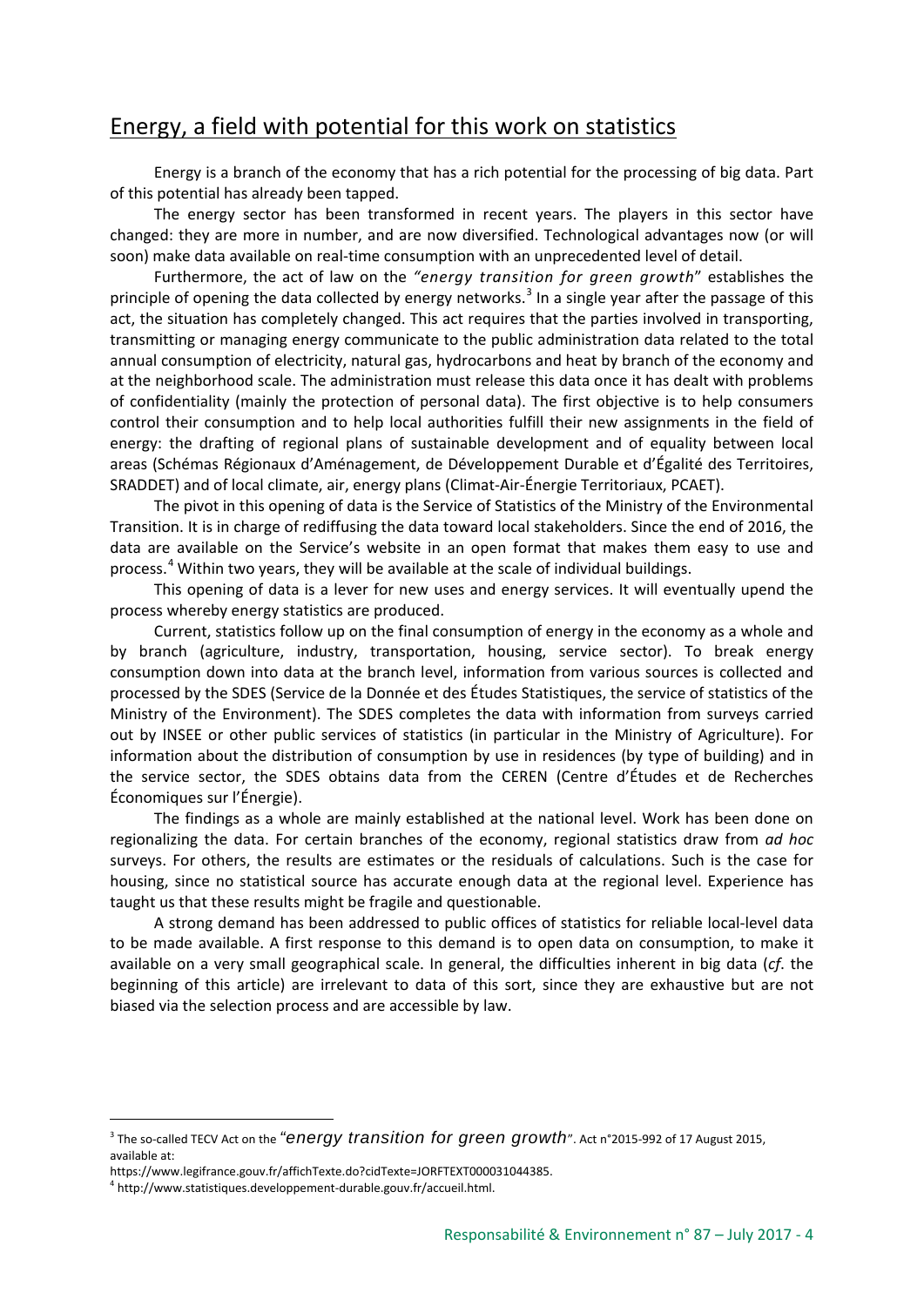## Energy, a field with potential for this work on statistics

Energy is a branch of the economy that has a rich potential for the processing of big data. Part of this potential has already been tapped.

The energy sector has been transformed in recent years. The players in this sector have changed: they are more in number, and are now diversified. Technological advantages now (or will soon) make data available on real-time consumption with an unprecedented level of detail.

Furthermore, the act of law on the *"energy transition for green growth*" establishes the principle of opening the data collected by energy networks.[3] In a single year after the passage of this act, the situation has completely changed. This act requires that the parties involved in transporting, transmitting or managing energy communicate to the public administration data related to the total annual consumption of electricity, natural gas, hydrocarbons and heat by branch of the economy and at the neighborhood scale. The administration must release this data once it has dealt with problems of confidentiality (mainly the protection of personal data). The first objective is to help consumers control their consumption and to help local authorities fulfill their new assignments in the field of energy: the drafting of regional plans of sustainable development and of equality between local areas (Schémas Régionaux d'Aménagement, de Développement Durable et d'Égalité des Territoires, SRADDET) and of local climate, air, energy plans (Climat-Air-Énergie Territoriaux, PCAET).

The pivot in this opening of data is the Service of Statistics of the Ministry of the Environmental Transition. It is in charge of rediffusing the data toward local stakeholders. Since the end of 2016, the data are available on the Service's website in an open format that makes them easy to use and process.[4] Within two years, they will be available at the scale of individual buildings.

This opening of data is a lever for new uses and energy services. It will eventually upend the process whereby energy statistics are produced.

Current, statistics follow up on the final consumption of energy in the economy as a whole and by branch (agriculture, industry, transportation, housing, service sector). To break energy consumption down into data at the branch level, information from various sources is collected and processed by the SDES (Service de la Donnée et des Études Statistiques, the service of statistics of the Ministry of the Environment). The SDES completes the data with information from surveys carried out by INSEE or other public services of statistics (in particular in the Ministry of Agriculture). For information about the distribution of consumption by use in residences (by type of building) and in the service sector, the SDES obtains data from the CEREN (Centre d'Études et de Recherches Économiques sur l'Énergie).

The findings as a whole are mainly established at the national level. Work has been done on regionalizing the data. For certain branches of the economy, regional statistics draw from *ad hoc* surveys. For others, the results are estimates or the residuals of calculations. Such is the case for housing, since no statistical source has accurate enough data at the regional level. Experience has taught us that these results might be fragile and questionable.

A strong demand has been addressed to public offices of statistics for reliable local-level data to be made available. A first response to this demand is to open data on consumption, to make it available on a very small geographical scale. In general, the difficulties inherent in big data (*cf*. the beginning of this article) are irrelevant to data of this sort, since they are exhaustive but are not biased via the selection process and are accessible by law.

---

[3] The so-called TECV Act on the "*energy transition for green growth*". Act n°2015-992 of 17 August 2015, available at:
https://www.legifrance.gouv.fr/affichTexte.do?cidTexte=JORFTEXT000031044385.

[4] http://www.statistiques.developpement-durable.gouv.fr/accueil.html.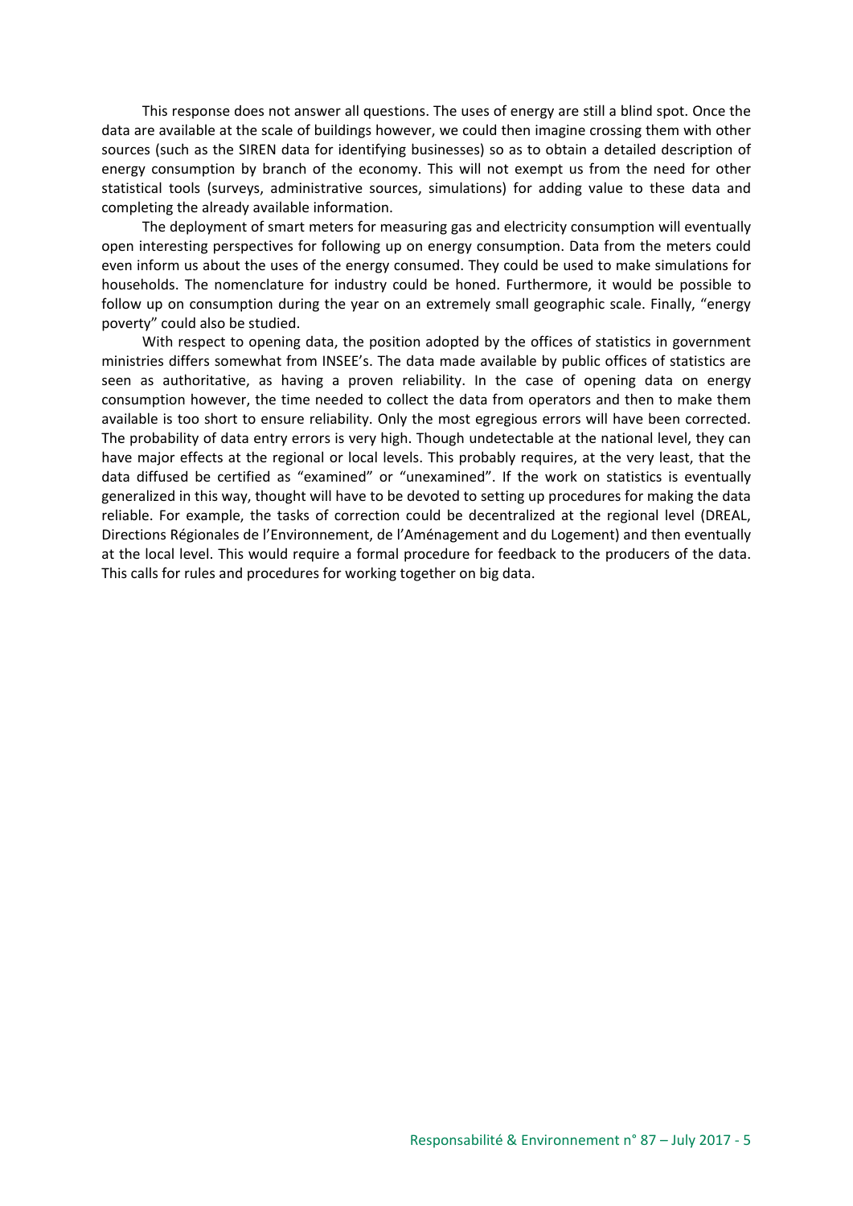This response does not answer all questions. The uses of energy are still a blind spot. Once the data are available at the scale of buildings however, we could then imagine crossing them with other sources (such as the SIREN data for identifying businesses) so as to obtain a detailed description of energy consumption by branch of the economy. This will not exempt us from the need for other statistical tools (surveys, administrative sources, simulations) for adding value to these data and completing the already available information.

The deployment of smart meters for measuring gas and electricity consumption will eventually open interesting perspectives for following up on energy consumption. Data from the meters could even inform us about the uses of the energy consumed. They could be used to make simulations for households. The nomenclature for industry could be honed. Furthermore, it would be possible to follow up on consumption during the year on an extremely small geographic scale. Finally, "energy poverty" could also be studied.

With respect to opening data, the position adopted by the offices of statistics in government ministries differs somewhat from INSEE's. The data made available by public offices of statistics are seen as authoritative, as having a proven reliability. In the case of opening data on energy consumption however, the time needed to collect the data from operators and then to make them available is too short to ensure reliability. Only the most egregious errors will have been corrected. The probability of data entry errors is very high. Though undetectable at the national level, they can have major effects at the regional or local levels. This probably requires, at the very least, that the data diffused be certified as "examined" or "unexamined". If the work on statistics is eventually generalized in this way, thought will have to be devoted to setting up procedures for making the data reliable. For example, the tasks of correction could be decentralized at the regional level (DREAL, Directions Régionales de l'Environnement, de l'Aménagement and du Logement) and then eventually at the local level. This would require a formal procedure for feedback to the producers of the data. This calls for rules and procedures for working together on big data.